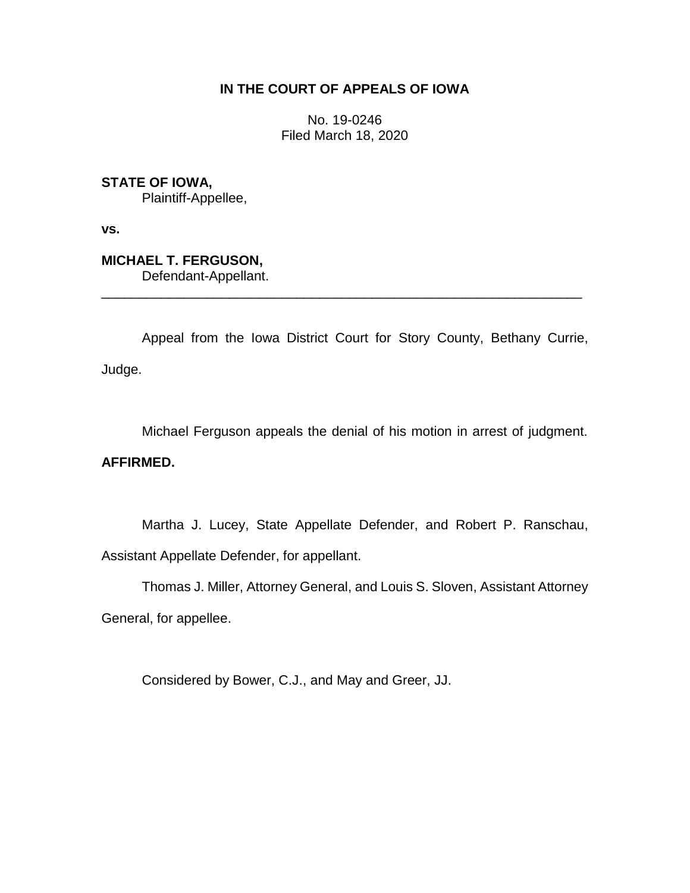**IN THE COURT OF APPEALS OF IOWA**

No. 19-0246
Filed March 18, 2020

**STATE OF IOWA,**
Plaintiff-Appellee,

**vs.**

**MICHAEL T. FERGUSON,**
Defendant-Appellant.

---

Appeal from the Iowa District Court for Story County, Bethany Currie, Judge.

Michael Ferguson appeals the denial of his motion in arrest of judgment.

**AFFIRMED.**

Martha J. Lucey, State Appellate Defender, and Robert P. Ranschau, Assistant Appellate Defender, for appellant.

Thomas J. Miller, Attorney General, and Louis S. Sloven, Assistant Attorney General, for appellee.

Considered by Bower, C.J., and May and Greer, JJ.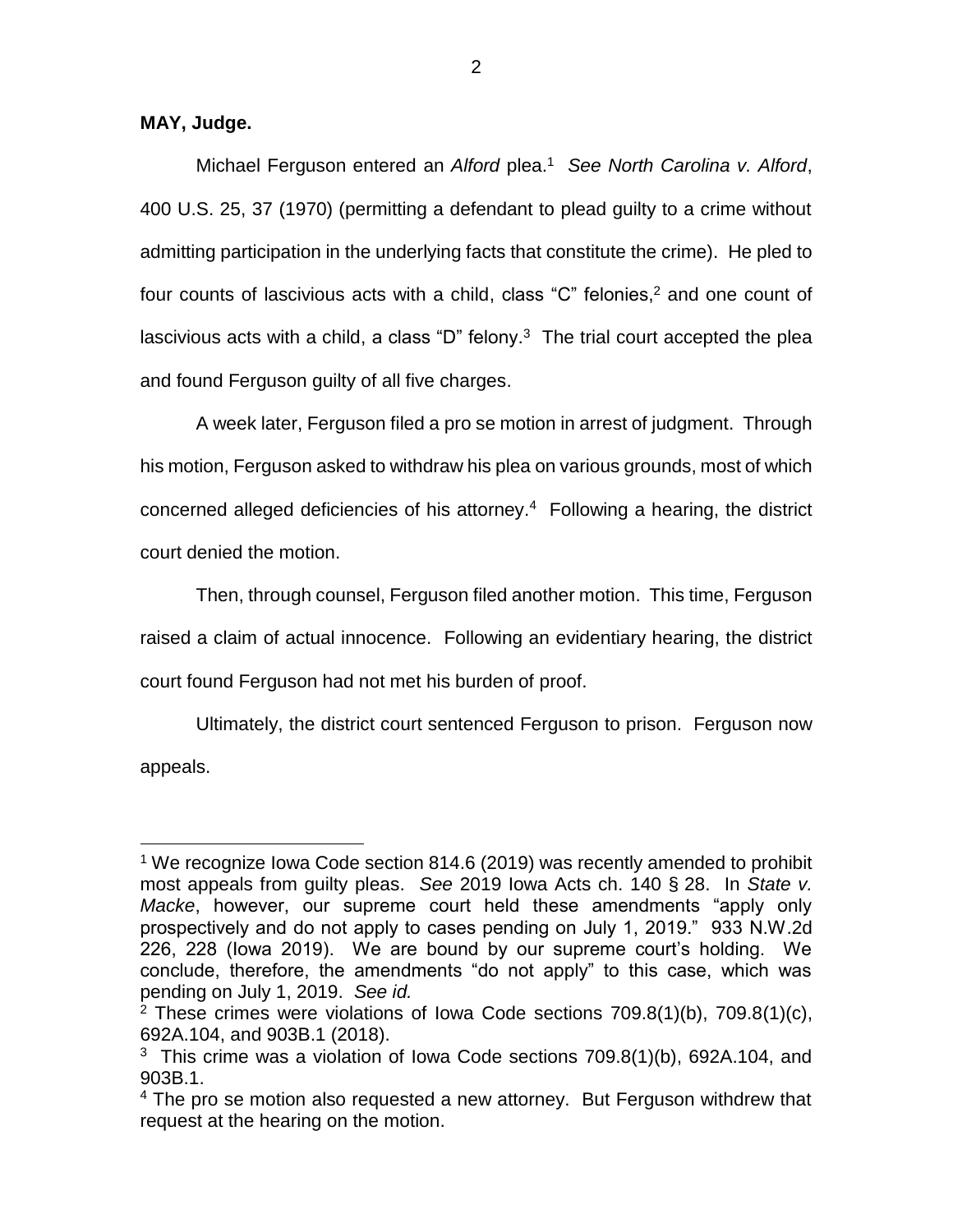**MAY, Judge.**

Michael Ferguson entered an *Alford* plea.[1] *See North Carolina v. Alford*, 400 U.S. 25, 37 (1970) (permitting a defendant to plead guilty to a crime without admitting participation in the underlying facts that constitute the crime). He pled to four counts of lascivious acts with a child, class "C" felonies,[2] and one count of lascivious acts with a child, a class "D" felony.[3] The trial court accepted the plea and found Ferguson guilty of all five charges.

A week later, Ferguson filed a pro se motion in arrest of judgment. Through his motion, Ferguson asked to withdraw his plea on various grounds, most of which concerned alleged deficiencies of his attorney.[4] Following a hearing, the district court denied the motion.

Then, through counsel, Ferguson filed another motion. This time, Ferguson raised a claim of actual innocence. Following an evidentiary hearing, the district court found Ferguson had not met his burden of proof.

Ultimately, the district court sentenced Ferguson to prison. Ferguson now appeals.

---

[1] We recognize Iowa Code section 814.6 (2019) was recently amended to prohibit most appeals from guilty pleas. *See* 2019 Iowa Acts ch. 140 § 28. In *State v. Macke*, however, our supreme court held these amendments "apply only prospectively and do not apply to cases pending on July 1, 2019." 933 N.W.2d 226, 228 (Iowa 2019). We are bound by our supreme court's holding. We conclude, therefore, the amendments "do not apply" to this case, which was pending on July 1, 2019. *See id.*

[2] These crimes were violations of Iowa Code sections 709.8(1)(b), 709.8(1)(c), 692A.104, and 903B.1 (2018).

[3] This crime was a violation of Iowa Code sections 709.8(1)(b), 692A.104, and 903B.1.

[4] The pro se motion also requested a new attorney. But Ferguson withdrew that request at the hearing on the motion.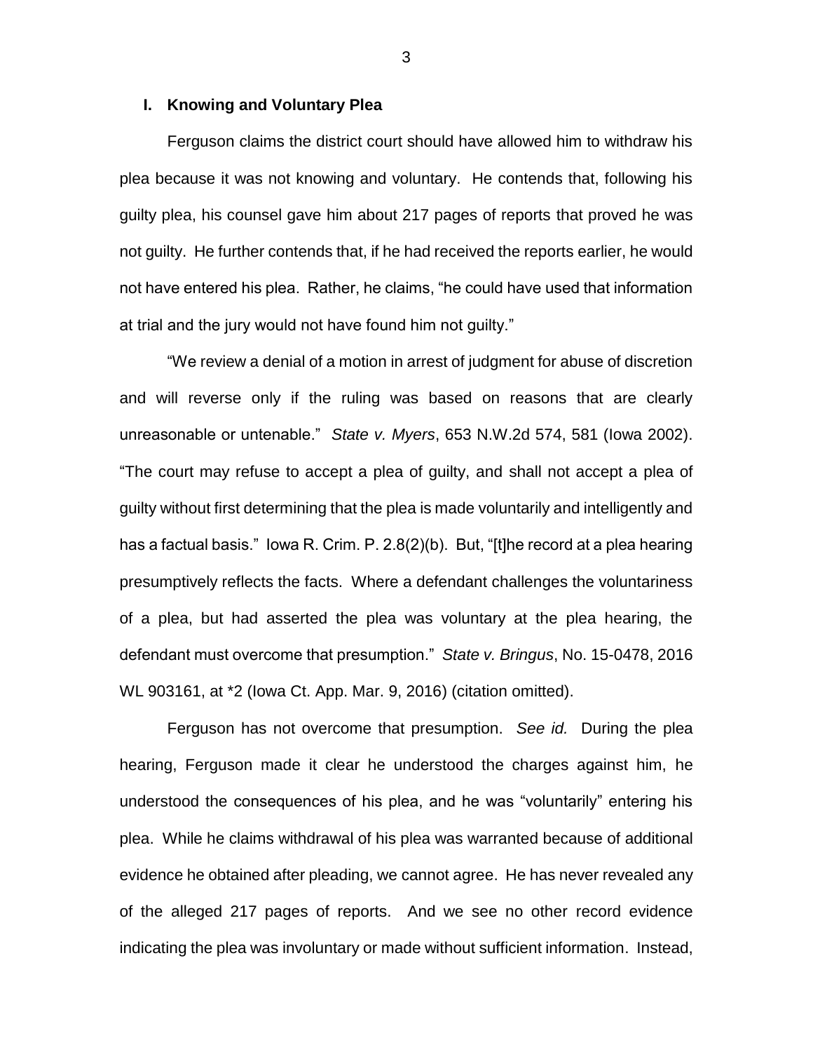## I. Knowing and Voluntary Plea

Ferguson claims the district court should have allowed him to withdraw his plea because it was not knowing and voluntary. He contends that, following his guilty plea, his counsel gave him about 217 pages of reports that proved he was not guilty. He further contends that, if he had received the reports earlier, he would not have entered his plea. Rather, he claims, "he could have used that information at trial and the jury would not have found him not guilty."

"We review a denial of a motion in arrest of judgment for abuse of discretion and will reverse only if the ruling was based on reasons that are clearly unreasonable or untenable." *State v. Myers*, 653 N.W.2d 574, 581 (Iowa 2002). "The court may refuse to accept a plea of guilty, and shall not accept a plea of guilty without first determining that the plea is made voluntarily and intelligently and has a factual basis." Iowa R. Crim. P. 2.8(2)(b). But, "[t]he record at a plea hearing presumptively reflects the facts. Where a defendant challenges the voluntariness of a plea, but had asserted the plea was voluntary at the plea hearing, the defendant must overcome that presumption." *State v. Bringus*, No. 15-0478, 2016 WL 903161, at *2 (Iowa Ct. App. Mar. 9, 2016) (citation omitted).

Ferguson has not overcome that presumption. *See id.* During the plea hearing, Ferguson made it clear he understood the charges against him, he understood the consequences of his plea, and he was "voluntarily" entering his plea. While he claims withdrawal of his plea was warranted because of additional evidence he obtained after pleading, we cannot agree. He has never revealed any of the alleged 217 pages of reports. And we see no other record evidence indicating the plea was involuntary or made without sufficient information. Instead,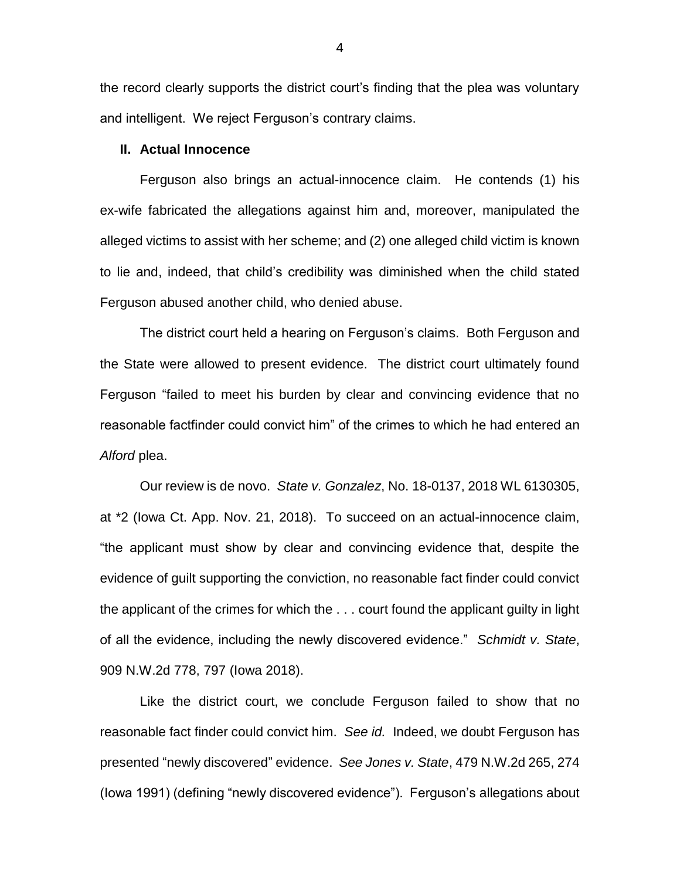the record clearly supports the district court's finding that the plea was voluntary and intelligent. We reject Ferguson's contrary claims.

## II. Actual Innocence

Ferguson also brings an actual-innocence claim. He contends (1) his ex-wife fabricated the allegations against him and, moreover, manipulated the alleged victims to assist with her scheme; and (2) one alleged child victim is known to lie and, indeed, that child's credibility was diminished when the child stated Ferguson abused another child, who denied abuse.

The district court held a hearing on Ferguson's claims. Both Ferguson and the State were allowed to present evidence. The district court ultimately found Ferguson "failed to meet his burden by clear and convincing evidence that no reasonable factfinder could convict him" of the crimes to which he had entered an *Alford* plea.

Our review is de novo. *State v. Gonzalez*, No. 18-0137, 2018 WL 6130305, at *2 (Iowa Ct. App. Nov. 21, 2018). To succeed on an actual-innocence claim, "the applicant must show by clear and convincing evidence that, despite the evidence of guilt supporting the conviction, no reasonable fact finder could convict the applicant of the crimes for which the . . . court found the applicant guilty in light of all the evidence, including the newly discovered evidence." *Schmidt v. State*, 909 N.W.2d 778, 797 (Iowa 2018).

Like the district court, we conclude Ferguson failed to show that no reasonable fact finder could convict him. *See id.* Indeed, we doubt Ferguson has presented "newly discovered" evidence. *See Jones v. State*, 479 N.W.2d 265, 274 (Iowa 1991) (defining "newly discovered evidence"). Ferguson's allegations about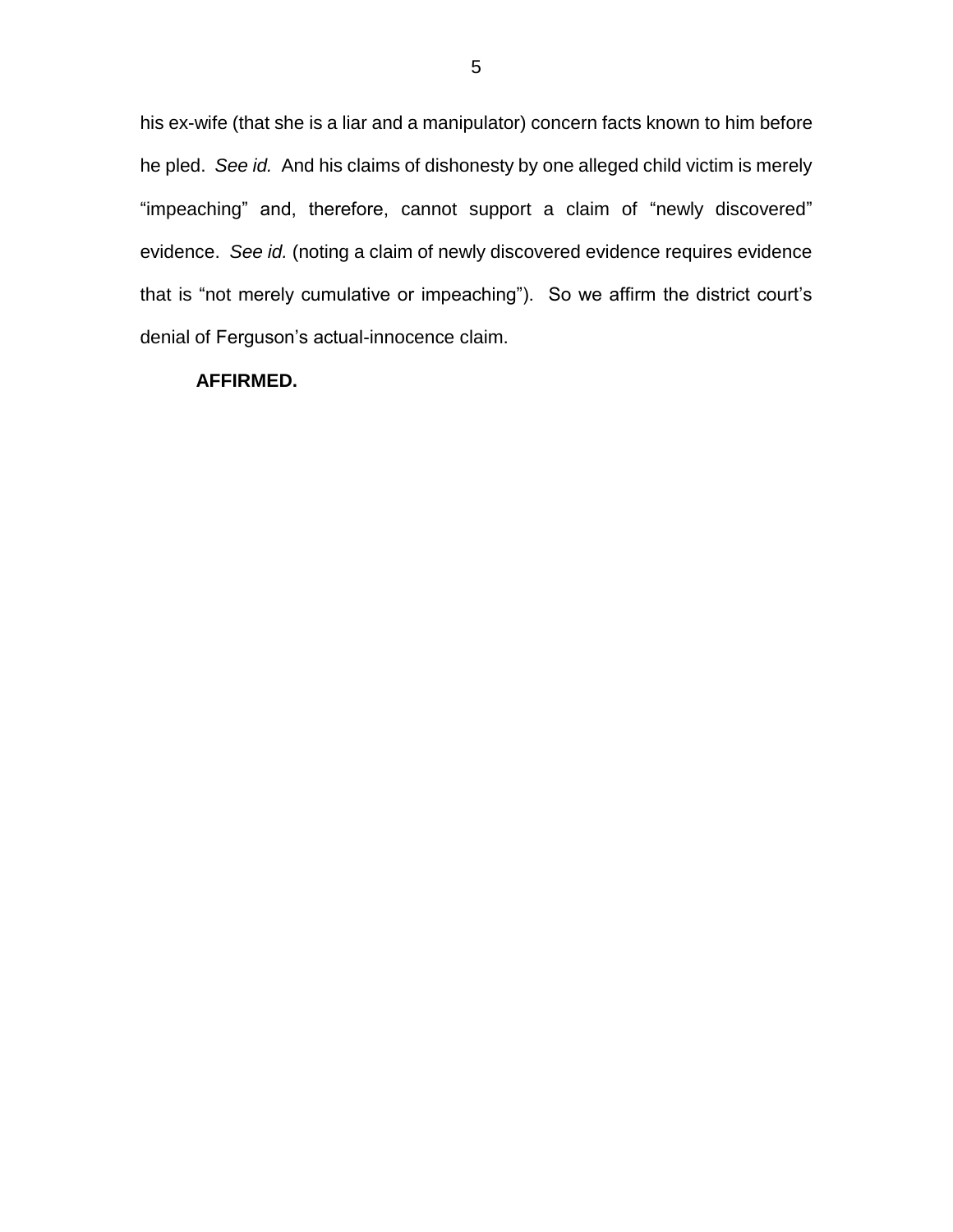his ex-wife (that she is a liar and a manipulator) concern facts known to him before he pled. *See id.* And his claims of dishonesty by one alleged child victim is merely "impeaching" and, therefore, cannot support a claim of "newly discovered" evidence. *See id.* (noting a claim of newly discovered evidence requires evidence that is "not merely cumulative or impeaching"). So we affirm the district court's denial of Ferguson's actual-innocence claim.

**AFFIRMED.**